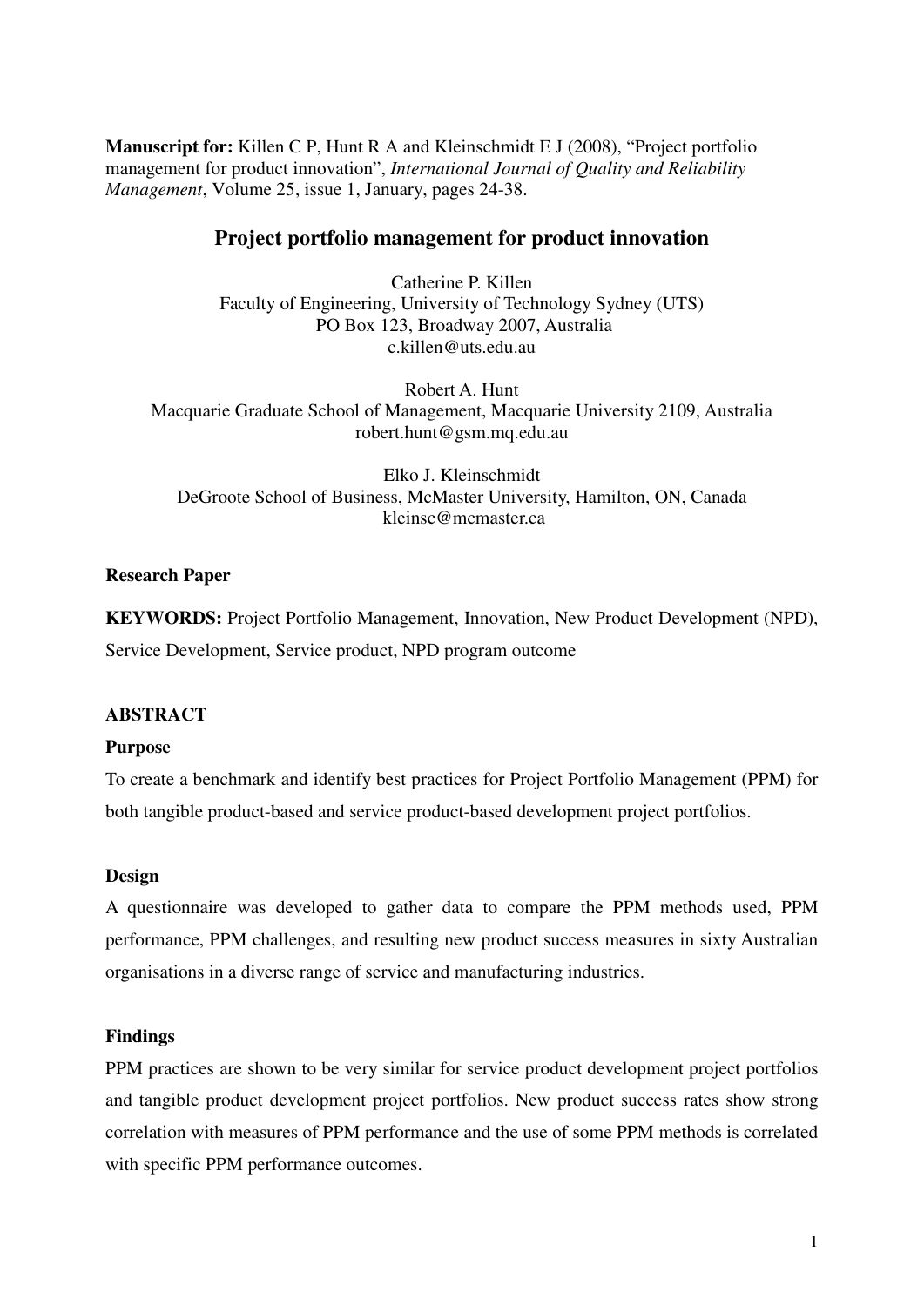**Manuscript for:** Killen C P, Hunt R A and Kleinschmidt E J (2008), "Project portfolio management for product innovation", *International Journal of Quality and Reliability Management*, Volume 25, issue 1, January, pages 24-38.

# Project portfolio management for product innovation

Catherine P. Killen
Faculty of Engineering, University of Technology Sydney (UTS)
PO Box 123, Broadway 2007, Australia
c.killen@uts.edu.au

Robert A. Hunt
Macquarie Graduate School of Management, Macquarie University 2109, Australia
robert.hunt@gsm.mq.edu.au

Elko J. Kleinschmidt
DeGroote School of Business, McMaster University, Hamilton, ON, Canada
kleinsc@mcmaster.ca

**Research Paper**

**KEYWORDS:** Project Portfolio Management, Innovation, New Product Development (NPD), Service Development, Service product, NPD program outcome

## ABSTRACT

### Purpose

To create a benchmark and identify best practices for Project Portfolio Management (PPM) for both tangible product-based and service product-based development project portfolios.

### Design

A questionnaire was developed to gather data to compare the PPM methods used, PPM performance, PPM challenges, and resulting new product success measures in sixty Australian organisations in a diverse range of service and manufacturing industries.

### Findings

PPM practices are shown to be very similar for service product development project portfolios and tangible product development project portfolios. New product success rates show strong correlation with measures of PPM performance and the use of some PPM methods is correlated with specific PPM performance outcomes.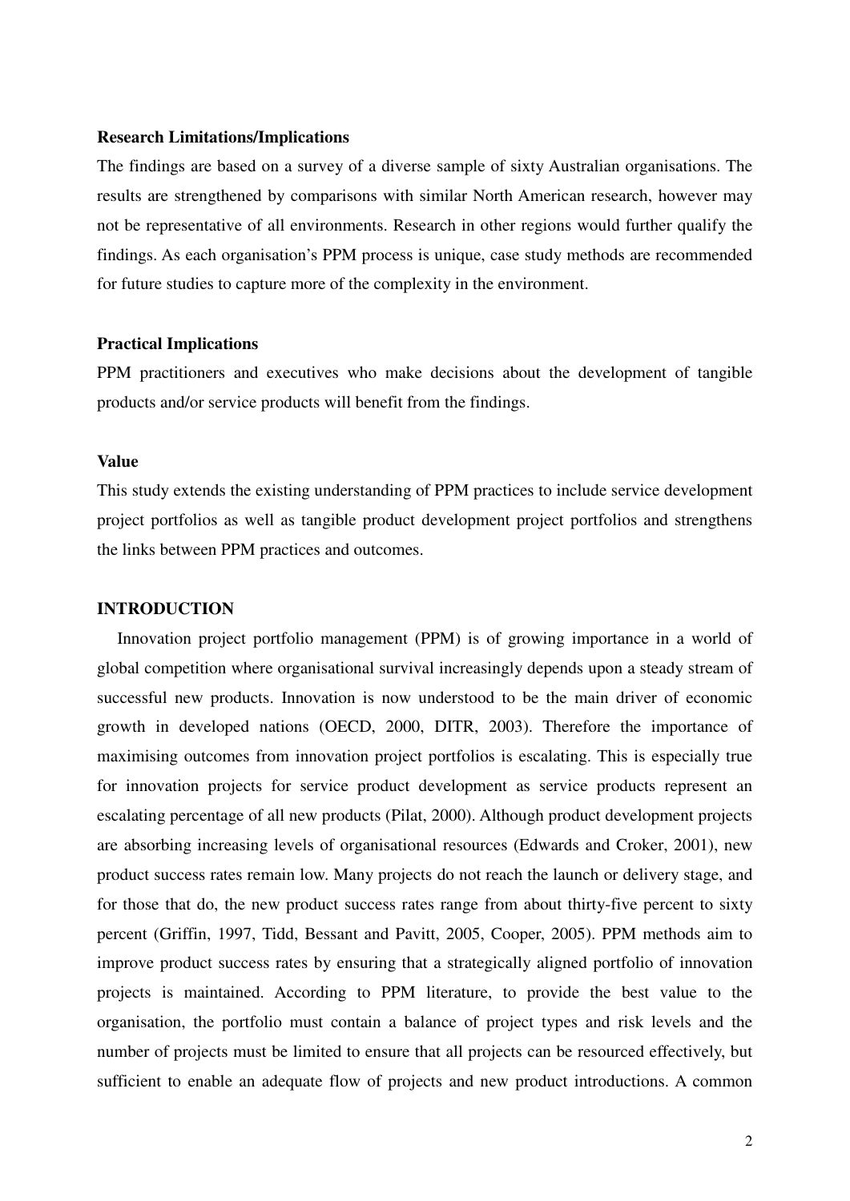**Research Limitations/Implications**

The findings are based on a survey of a diverse sample of sixty Australian organisations. The results are strengthened by comparisons with similar North American research, however may not be representative of all environments. Research in other regions would further qualify the findings. As each organisation's PPM process is unique, case study methods are recommended for future studies to capture more of the complexity in the environment.

**Practical Implications**

PPM practitioners and executives who make decisions about the development of tangible products and/or service products will benefit from the findings.

**Value**

This study extends the existing understanding of PPM practices to include service development project portfolios as well as tangible product development project portfolios and strengthens the links between PPM practices and outcomes.

## INTRODUCTION

Innovation project portfolio management (PPM) is of growing importance in a world of global competition where organisational survival increasingly depends upon a steady stream of successful new products. Innovation is now understood to be the main driver of economic growth in developed nations (OECD, 2000, DITR, 2003). Therefore the importance of maximising outcomes from innovation project portfolios is escalating. This is especially true for innovation projects for service product development as service products represent an escalating percentage of all new products (Pilat, 2000). Although product development projects are absorbing increasing levels of organisational resources (Edwards and Croker, 2001), new product success rates remain low. Many projects do not reach the launch or delivery stage, and for those that do, the new product success rates range from about thirty-five percent to sixty percent (Griffin, 1997, Tidd, Bessant and Pavitt, 2005, Cooper, 2005). PPM methods aim to improve product success rates by ensuring that a strategically aligned portfolio of innovation projects is maintained. According to PPM literature, to provide the best value to the organisation, the portfolio must contain a balance of project types and risk levels and the number of projects must be limited to ensure that all projects can be resourced effectively, but sufficient to enable an adequate flow of projects and new product introductions. A common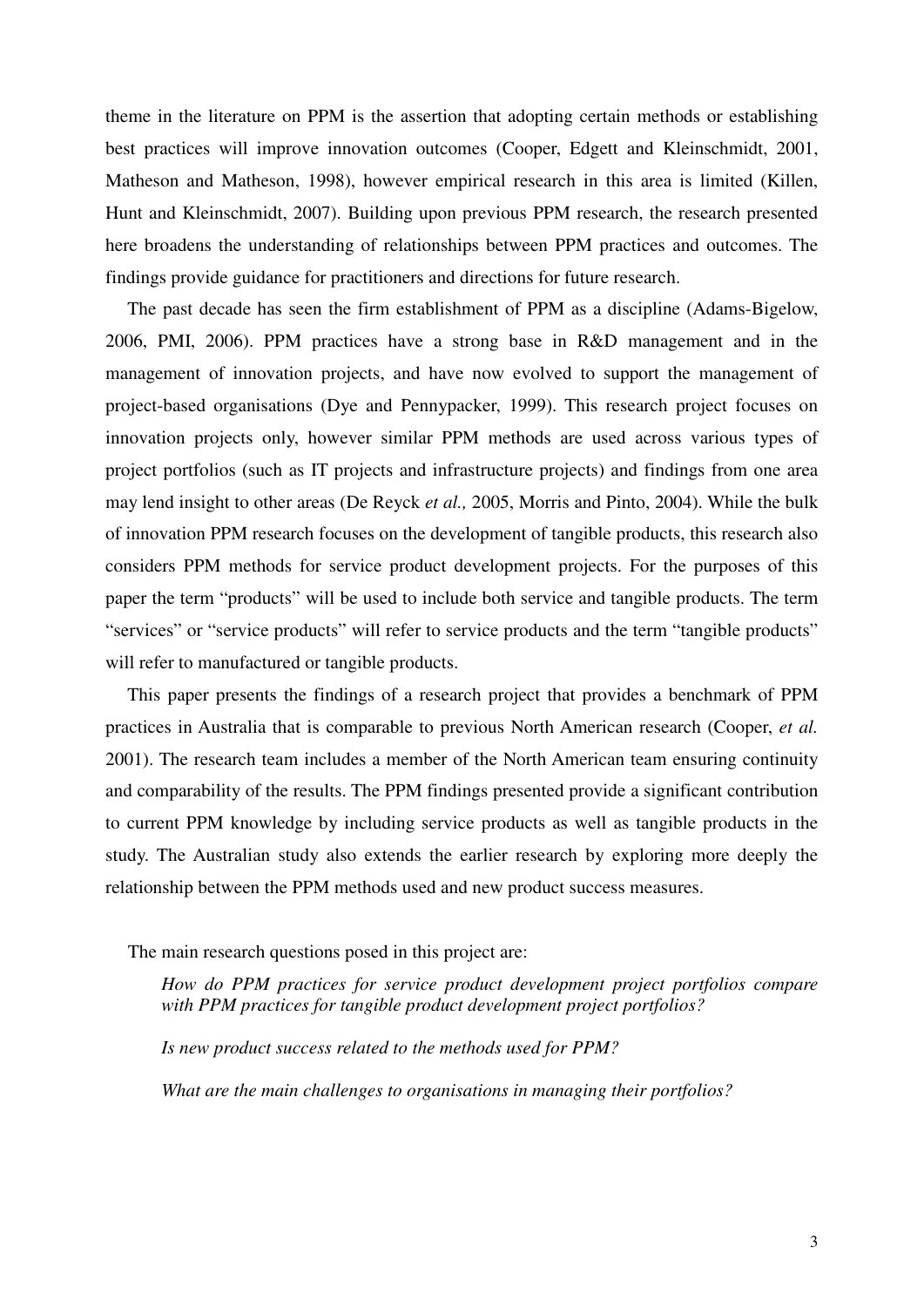theme in the literature on PPM is the assertion that adopting certain methods or establishing best practices will improve innovation outcomes (Cooper, Edgett and Kleinschmidt, 2001, Matheson and Matheson, 1998), however empirical research in this area is limited (Killen, Hunt and Kleinschmidt, 2007). Building upon previous PPM research, the research presented here broadens the understanding of relationships between PPM practices and outcomes. The findings provide guidance for practitioners and directions for future research.

The past decade has seen the firm establishment of PPM as a discipline (Adams-Bigelow, 2006, PMI, 2006). PPM practices have a strong base in R&D management and in the management of innovation projects, and have now evolved to support the management of project-based organisations (Dye and Pennypacker, 1999). This research project focuses on innovation projects only, however similar PPM methods are used across various types of project portfolios (such as IT projects and infrastructure projects) and findings from one area may lend insight to other areas (De Reyck *et al.,* 2005, Morris and Pinto, 2004). While the bulk of innovation PPM research focuses on the development of tangible products, this research also considers PPM methods for service product development projects. For the purposes of this paper the term "products" will be used to include both service and tangible products. The term "services" or "service products" will refer to service products and the term "tangible products" will refer to manufactured or tangible products.

This paper presents the findings of a research project that provides a benchmark of PPM practices in Australia that is comparable to previous North American research (Cooper, *et al.* 2001). The research team includes a member of the North American team ensuring continuity and comparability of the results. The PPM findings presented provide a significant contribution to current PPM knowledge by including service products as well as tangible products in the study. The Australian study also extends the earlier research by exploring more deeply the relationship between the PPM methods used and new product success measures.

The main research questions posed in this project are:

*How do PPM practices for service product development project portfolios compare with PPM practices for tangible product development project portfolios?*

*Is new product success related to the methods used for PPM?*

*What are the main challenges to organisations in managing their portfolios?*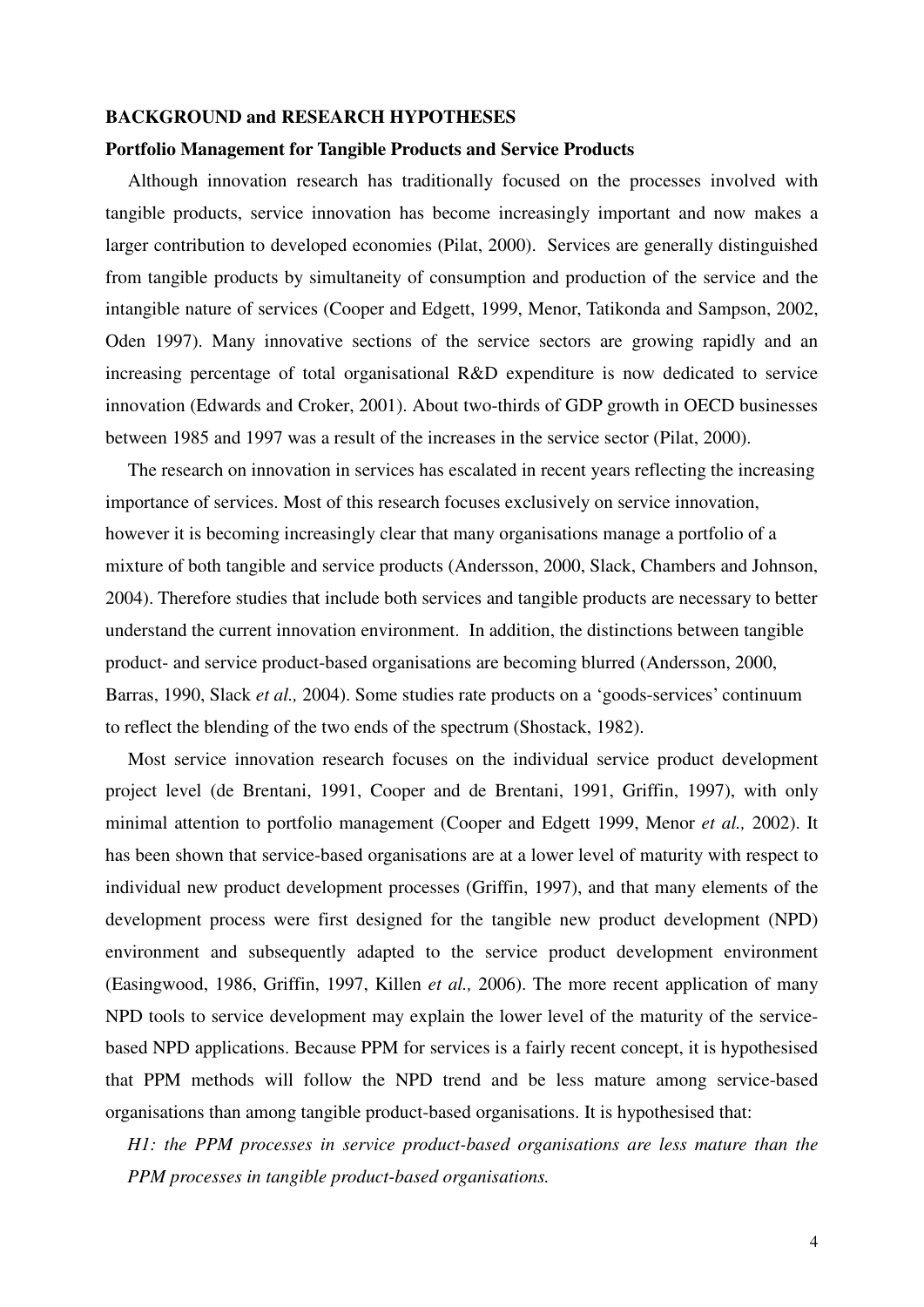## BACKGROUND and RESEARCH HYPOTHESES

### Portfolio Management for Tangible Products and Service Products

Although innovation research has traditionally focused on the processes involved with tangible products, service innovation has become increasingly important and now makes a larger contribution to developed economies (Pilat, 2000). Services are generally distinguished from tangible products by simultaneity of consumption and production of the service and the intangible nature of services (Cooper and Edgett, 1999, Menor, Tatikonda and Sampson, 2002, Oden 1997). Many innovative sections of the service sectors are growing rapidly and an increasing percentage of total organisational R&D expenditure is now dedicated to service innovation (Edwards and Croker, 2001). About two-thirds of GDP growth in OECD businesses between 1985 and 1997 was a result of the increases in the service sector (Pilat, 2000).

The research on innovation in services has escalated in recent years reflecting the increasing importance of services. Most of this research focuses exclusively on service innovation, however it is becoming increasingly clear that many organisations manage a portfolio of a mixture of both tangible and service products (Andersson, 2000, Slack, Chambers and Johnson, 2004). Therefore studies that include both services and tangible products are necessary to better understand the current innovation environment. In addition, the distinctions between tangible product- and service product-based organisations are becoming blurred (Andersson, 2000, Barras, 1990, Slack *et al.,* 2004). Some studies rate products on a 'goods-services' continuum to reflect the blending of the two ends of the spectrum (Shostack, 1982).

Most service innovation research focuses on the individual service product development project level (de Brentani, 1991, Cooper and de Brentani, 1991, Griffin, 1997), with only minimal attention to portfolio management (Cooper and Edgett 1999, Menor *et al.,* 2002). It has been shown that service-based organisations are at a lower level of maturity with respect to individual new product development processes (Griffin, 1997), and that many elements of the development process were first designed for the tangible new product development (NPD) environment and subsequently adapted to the service product development environment (Easingwood, 1986, Griffin, 1997, Killen *et al.,* 2006). The more recent application of many NPD tools to service development may explain the lower level of the maturity of the service-based NPD applications. Because PPM for services is a fairly recent concept, it is hypothesised that PPM methods will follow the NPD trend and be less mature among service-based organisations than among tangible product-based organisations. It is hypothesised that:

*H1: the PPM processes in service product-based organisations are less mature than the PPM processes in tangible product-based organisations.*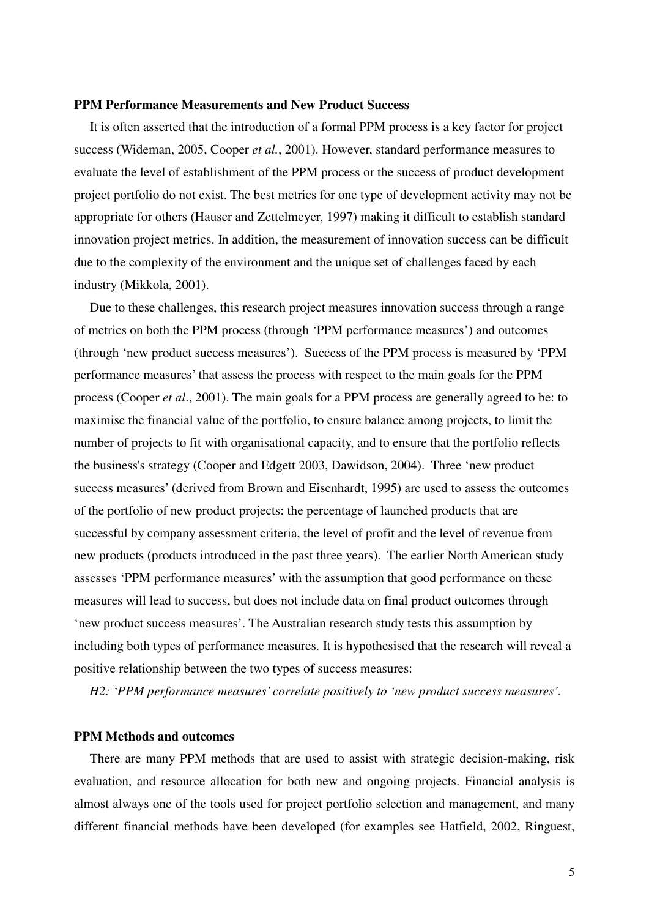**PPM Performance Measurements and New Product Success**

It is often asserted that the introduction of a formal PPM process is a key factor for project success (Wideman, 2005, Cooper *et al.*, 2001). However, standard performance measures to evaluate the level of establishment of the PPM process or the success of product development project portfolio do not exist. The best metrics for one type of development activity may not be appropriate for others (Hauser and Zettelmeyer, 1997) making it difficult to establish standard innovation project metrics. In addition, the measurement of innovation success can be difficult due to the complexity of the environment and the unique set of challenges faced by each industry (Mikkola, 2001).

Due to these challenges, this research project measures innovation success through a range of metrics on both the PPM process (through 'PPM performance measures') and outcomes (through 'new product success measures'). Success of the PPM process is measured by 'PPM performance measures' that assess the process with respect to the main goals for the PPM process (Cooper *et al*., 2001). The main goals for a PPM process are generally agreed to be: to maximise the financial value of the portfolio, to ensure balance among projects, to limit the number of projects to fit with organisational capacity, and to ensure that the portfolio reflects the business's strategy (Cooper and Edgett 2003, Dawidson, 2004). Three 'new product success measures' (derived from Brown and Eisenhardt, 1995) are used to assess the outcomes of the portfolio of new product projects: the percentage of launched products that are successful by company assessment criteria, the level of profit and the level of revenue from new products (products introduced in the past three years). The earlier North American study assesses 'PPM performance measures' with the assumption that good performance on these measures will lead to success, but does not include data on final product outcomes through 'new product success measures'. The Australian research study tests this assumption by including both types of performance measures. It is hypothesised that the research will reveal a positive relationship between the two types of success measures:

*H2: 'PPM performance measures' correlate positively to 'new product success measures'.*

**PPM Methods and outcomes**

There are many PPM methods that are used to assist with strategic decision-making, risk evaluation, and resource allocation for both new and ongoing projects. Financial analysis is almost always one of the tools used for project portfolio selection and management, and many different financial methods have been developed (for examples see Hatfield, 2002, Ringuest,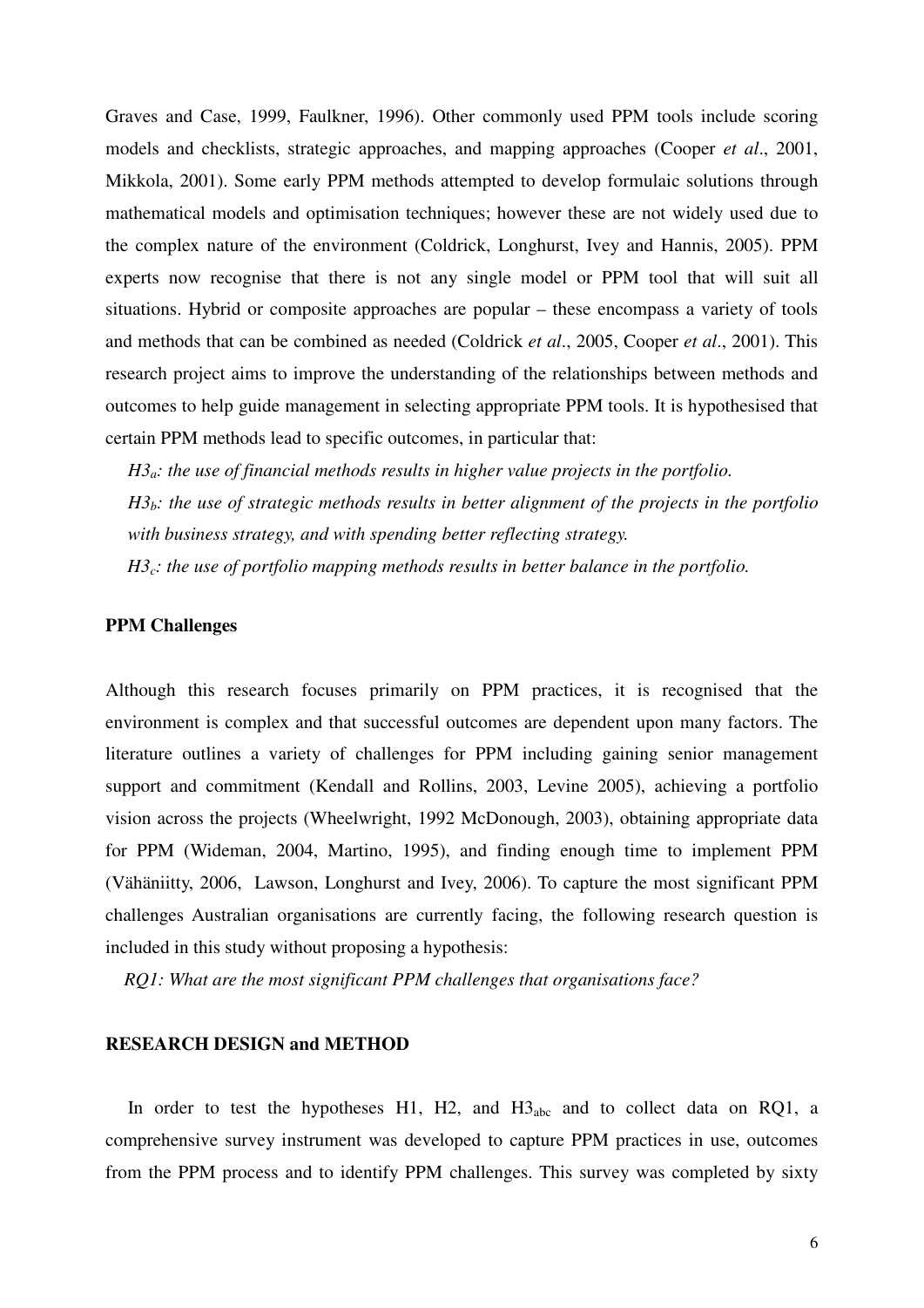Graves and Case, 1999, Faulkner, 1996). Other commonly used PPM tools include scoring models and checklists, strategic approaches, and mapping approaches (Cooper *et al*., 2001, Mikkola, 2001). Some early PPM methods attempted to develop formulaic solutions through mathematical models and optimisation techniques; however these are not widely used due to the complex nature of the environment (Coldrick, Longhurst, Ivey and Hannis, 2005). PPM experts now recognise that there is not any single model or PPM tool that will suit all situations. Hybrid or composite approaches are popular – these encompass a variety of tools and methods that can be combined as needed (Coldrick *et al*., 2005, Cooper *et al*., 2001). This research project aims to improve the understanding of the relationships between methods and outcomes to help guide management in selecting appropriate PPM tools. It is hypothesised that certain PPM methods lead to specific outcomes, in particular that:

*$H3_a$: the use of financial methods results in higher value projects in the portfolio.*

*$H3_b$: the use of strategic methods results in better alignment of the projects in the portfolio with business strategy, and with spending better reflecting strategy.*

*$H3_c$: the use of portfolio mapping methods results in better balance in the portfolio.*

## PPM Challenges

Although this research focuses primarily on PPM practices, it is recognised that the environment is complex and that successful outcomes are dependent upon many factors. The literature outlines a variety of challenges for PPM including gaining senior management support and commitment (Kendall and Rollins, 2003, Levine 2005), achieving a portfolio vision across the projects (Wheelwright, 1992 McDonough, 2003), obtaining appropriate data for PPM (Wideman, 2004, Martino, 1995), and finding enough time to implement PPM (Vähäniitty, 2006, Lawson, Longhurst and Ivey, 2006). To capture the most significant PPM challenges Australian organisations are currently facing, the following research question is included in this study without proposing a hypothesis:

*RQ1: What are the most significant PPM challenges that organisations face?*

## RESEARCH DESIGN and METHOD

In order to test the hypotheses H1, H2, and $H3_{abc}$ and to collect data on RQ1, a comprehensive survey instrument was developed to capture PPM practices in use, outcomes from the PPM process and to identify PPM challenges. This survey was completed by sixty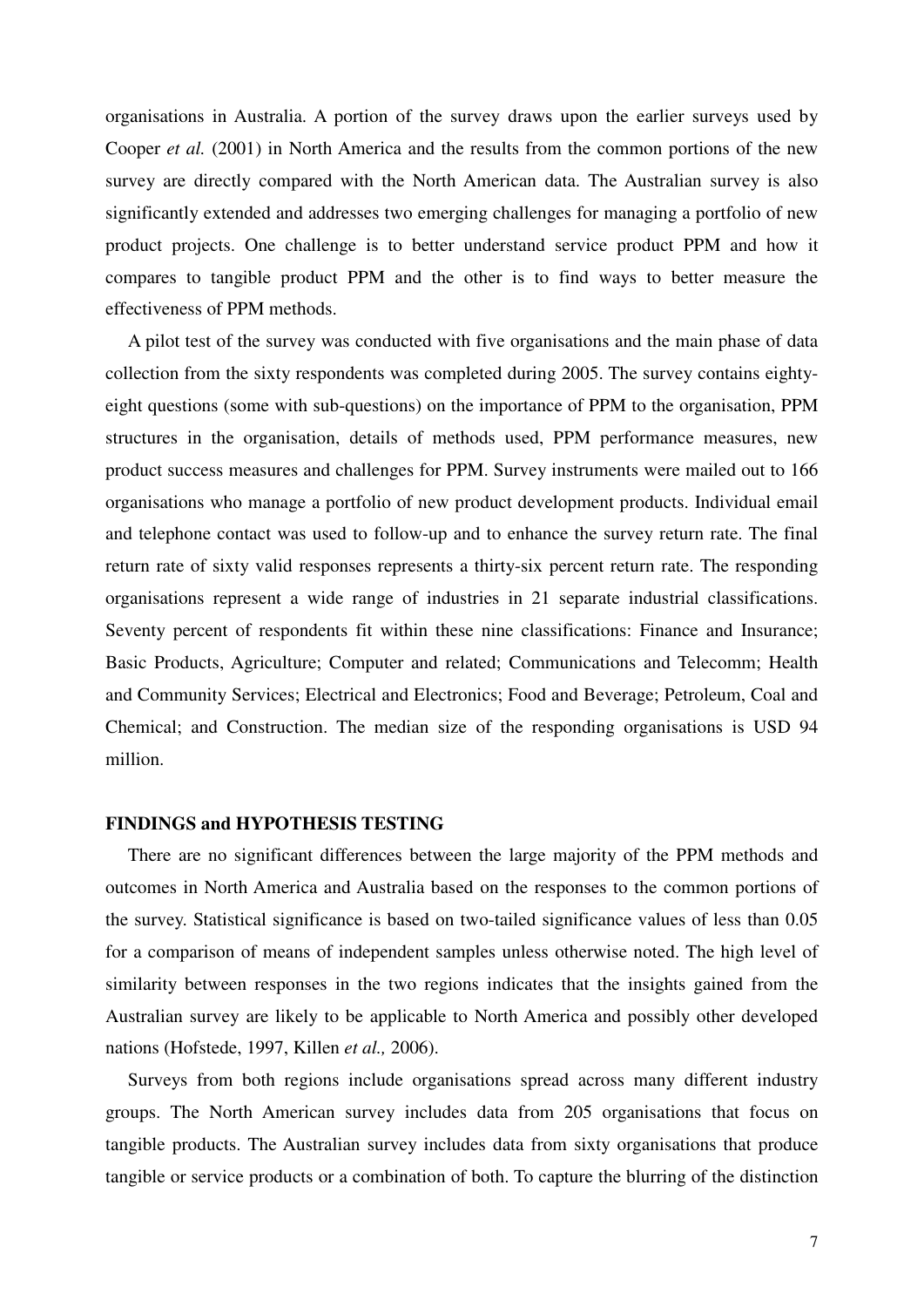organisations in Australia. A portion of the survey draws upon the earlier surveys used by Cooper *et al.* (2001) in North America and the results from the common portions of the new survey are directly compared with the North American data. The Australian survey is also significantly extended and addresses two emerging challenges for managing a portfolio of new product projects. One challenge is to better understand service product PPM and how it compares to tangible product PPM and the other is to find ways to better measure the effectiveness of PPM methods.

A pilot test of the survey was conducted with five organisations and the main phase of data collection from the sixty respondents was completed during 2005. The survey contains eighty-eight questions (some with sub-questions) on the importance of PPM to the organisation, PPM structures in the organisation, details of methods used, PPM performance measures, new product success measures and challenges for PPM. Survey instruments were mailed out to 166 organisations who manage a portfolio of new product development products. Individual email and telephone contact was used to follow-up and to enhance the survey return rate. The final return rate of sixty valid responses represents a thirty-six percent return rate. The responding organisations represent a wide range of industries in 21 separate industrial classifications. Seventy percent of respondents fit within these nine classifications: Finance and Insurance; Basic Products, Agriculture; Computer and related; Communications and Telecomm; Health and Community Services; Electrical and Electronics; Food and Beverage; Petroleum, Coal and Chemical; and Construction. The median size of the responding organisations is USD 94 million.

## FINDINGS and HYPOTHESIS TESTING

There are no significant differences between the large majority of the PPM methods and outcomes in North America and Australia based on the responses to the common portions of the survey. Statistical significance is based on two-tailed significance values of less than 0.05 for a comparison of means of independent samples unless otherwise noted. The high level of similarity between responses in the two regions indicates that the insights gained from the Australian survey are likely to be applicable to North America and possibly other developed nations (Hofstede, 1997, Killen *et al.,* 2006).

Surveys from both regions include organisations spread across many different industry groups. The North American survey includes data from 205 organisations that focus on tangible products. The Australian survey includes data from sixty organisations that produce tangible or service products or a combination of both. To capture the blurring of the distinction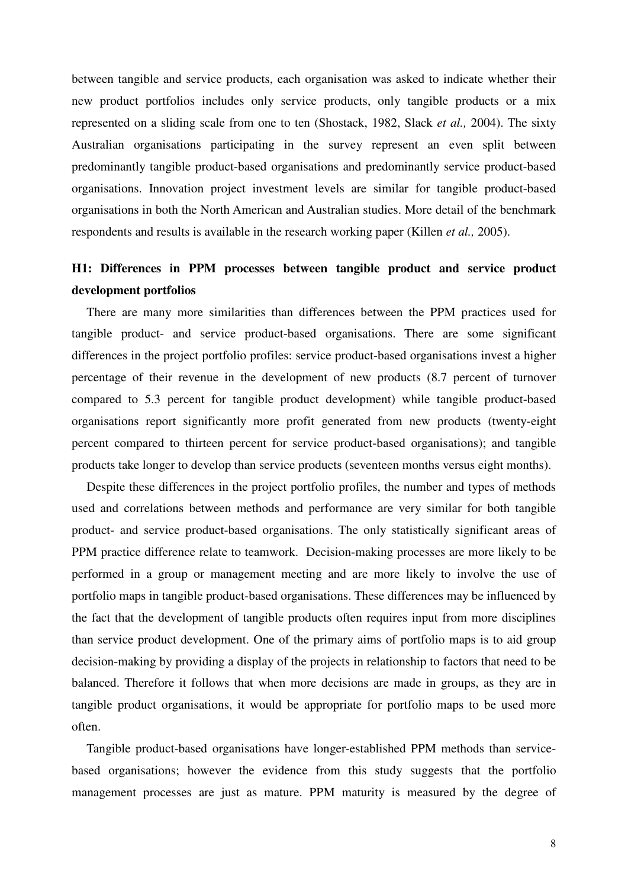between tangible and service products, each organisation was asked to indicate whether their new product portfolios includes only service products, only tangible products or a mix represented on a sliding scale from one to ten (Shostack, 1982, Slack *et al.,* 2004). The sixty Australian organisations participating in the survey represent an even split between predominantly tangible product-based organisations and predominantly service product-based organisations. Innovation project investment levels are similar for tangible product-based organisations in both the North American and Australian studies. More detail of the benchmark respondents and results is available in the research working paper (Killen *et al.,* 2005).

## H1: Differences in PPM processes between tangible product and service product development portfolios

There are many more similarities than differences between the PPM practices used for tangible product- and service product-based organisations. There are some significant differences in the project portfolio profiles: service product-based organisations invest a higher percentage of their revenue in the development of new products (8.7 percent of turnover compared to 5.3 percent for tangible product development) while tangible product-based organisations report significantly more profit generated from new products (twenty-eight percent compared to thirteen percent for service product-based organisations); and tangible products take longer to develop than service products (seventeen months versus eight months).

Despite these differences in the project portfolio profiles, the number and types of methods used and correlations between methods and performance are very similar for both tangible product- and service product-based organisations. The only statistically significant areas of PPM practice difference relate to teamwork. Decision-making processes are more likely to be performed in a group or management meeting and are more likely to involve the use of portfolio maps in tangible product-based organisations. These differences may be influenced by the fact that the development of tangible products often requires input from more disciplines than service product development. One of the primary aims of portfolio maps is to aid group decision-making by providing a display of the projects in relationship to factors that need to be balanced. Therefore it follows that when more decisions are made in groups, as they are in tangible product organisations, it would be appropriate for portfolio maps to be used more often.

Tangible product-based organisations have longer-established PPM methods than service-based organisations; however the evidence from this study suggests that the portfolio management processes are just as mature. PPM maturity is measured by the degree of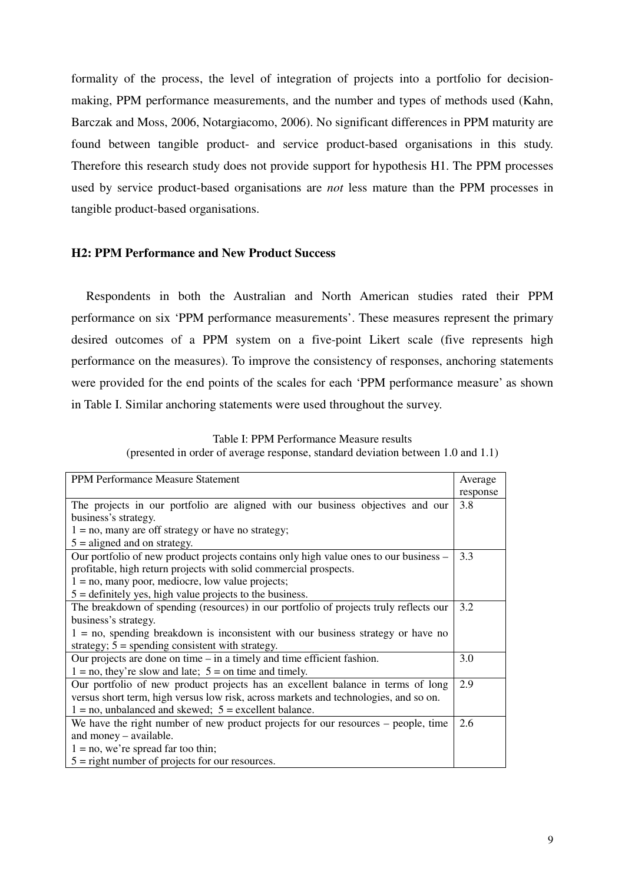formality of the process, the level of integration of projects into a portfolio for decision-making, PPM performance measurements, and the number and types of methods used (Kahn, Barczak and Moss, 2006, Notargiacomo, 2006). No significant differences in PPM maturity are found between tangible product- and service product-based organisations in this study. Therefore this research study does not provide support for hypothesis H1. The PPM processes used by service product-based organisations are *not* less mature than the PPM processes in tangible product-based organisations.

### H2: PPM Performance and New Product Success

Respondents in both the Australian and North American studies rated their PPM performance on six 'PPM performance measurements'. These measures represent the primary desired outcomes of a PPM system on a five-point Likert scale (five represents high performance on the measures). To improve the consistency of responses, anchoring statements were provided for the end points of the scales for each 'PPM performance measure' as shown in Table I. Similar anchoring statements were used throughout the survey.

Table I: PPM Performance Measure results
(presented in order of average response, standard deviation between 1.0 and 1.1)

| PPM Performance Measure Statement | Average response |
|---|---|
| The projects in our portfolio are aligned with our business objectives and our business's strategy. 1 = no, many are off strategy or have no strategy; 5 = aligned and on strategy. | 3.8 |
| Our portfolio of new product projects contains only high value ones to our business – profitable, high return projects with solid commercial prospects. 1 = no, many poor, mediocre, low value projects; 5 = definitely yes, high value projects to the business. | 3.3 |
| The breakdown of spending (resources) in our portfolio of projects truly reflects our business's strategy. 1 = no, spending breakdown is inconsistent with our business strategy or have no strategy; 5 = spending consistent with strategy. | 3.2 |
| Our projects are done on time – in a timely and time efficient fashion. 1 = no, they're slow and late; 5 = on time and timely. | 3.0 |
| Our portfolio of new product projects has an excellent balance in terms of long versus short term, high versus low risk, across markets and technologies, and so on. 1 = no, unbalanced and skewed; 5 = excellent balance. | 2.9 |
| We have the right number of new product projects for our resources – people, time and money – available. 1 = no, we're spread far too thin; 5 = right number of projects for our resources. | 2.6 |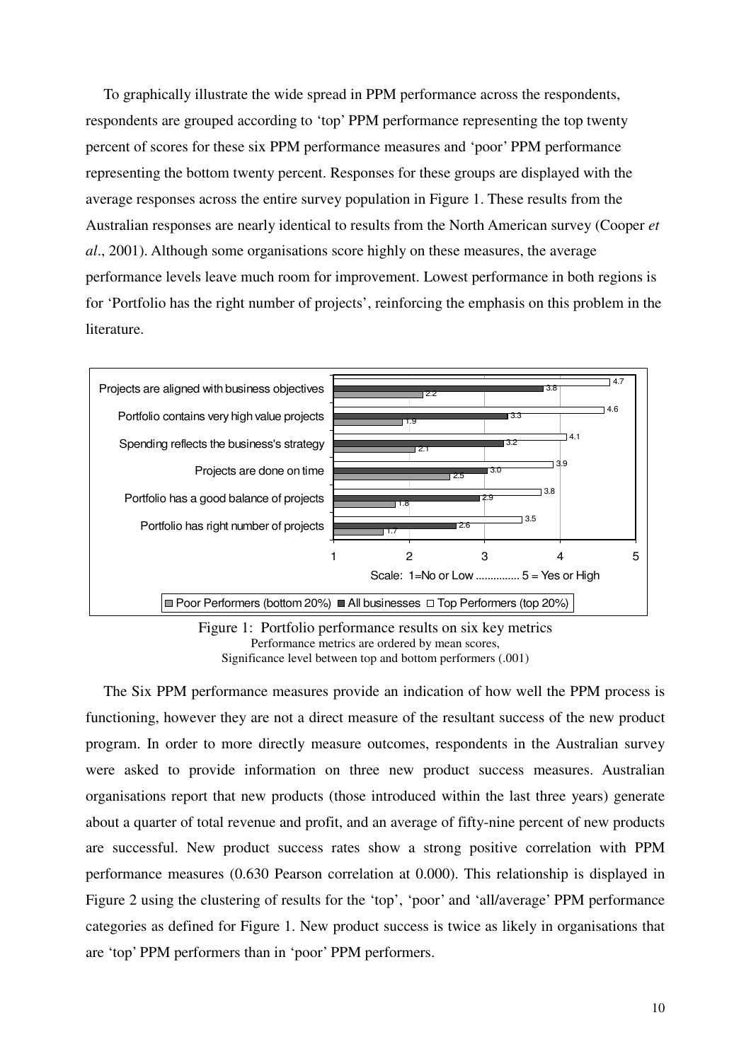To graphically illustrate the wide spread in PPM performance across the respondents, respondents are grouped according to 'top' PPM performance representing the top twenty percent of scores for these six PPM performance measures and 'poor' PPM performance representing the bottom twenty percent. Responses for these groups are displayed with the average responses across the entire survey population in Figure 1. These results from the Australian responses are nearly identical to results from the North American survey (Cooper *et al*., 2001). Although some organisations score highly on these measures, the average performance levels leave much room for improvement. Lowest performance in both regions is for 'Portfolio has the right number of projects', reinforcing the emphasis on this problem in the literature.

| Metric | Poor Performers (bottom 20%) | All businesses | Top Performers (top 20%) |
|---|---|---|---|
| Projects are aligned with business objectives | 2.2 | 3.8 | 4.7 |
| Portfolio contains very high value projects | 1.9 | 3.3 | 4.6 |
| Spending reflects the business's strategy | 2.1 | 3.2 | 4.1 |
| Projects are done on time | 2.5 | 3.0 | 3.9 |
| Portfolio has a good balance of projects | 1.8 | 2.9 | 3.8 |
| Portfolio has right number of projects | 1.7 | 2.6 | 3.5 |

Scale: 1=No or Low ............... 5 = Yes or High

Figure 1: Portfolio performance results on six key metrics
Performance metrics are ordered by mean scores,
Significance level between top and bottom performers (.001)

The Six PPM performance measures provide an indication of how well the PPM process is functioning, however they are not a direct measure of the resultant success of the new product program. In order to more directly measure outcomes, respondents in the Australian survey were asked to provide information on three new product success measures. Australian organisations report that new products (those introduced within the last three years) generate about a quarter of total revenue and profit, and an average of fifty-nine percent of new products are successful. New product success rates show a strong positive correlation with PPM performance measures (0.630 Pearson correlation at 0.000). This relationship is displayed in Figure 2 using the clustering of results for the 'top', 'poor' and 'all/average' PPM performance categories as defined for Figure 1. New product success is twice as likely in organisations that are 'top' PPM performers than in 'poor' PPM performers.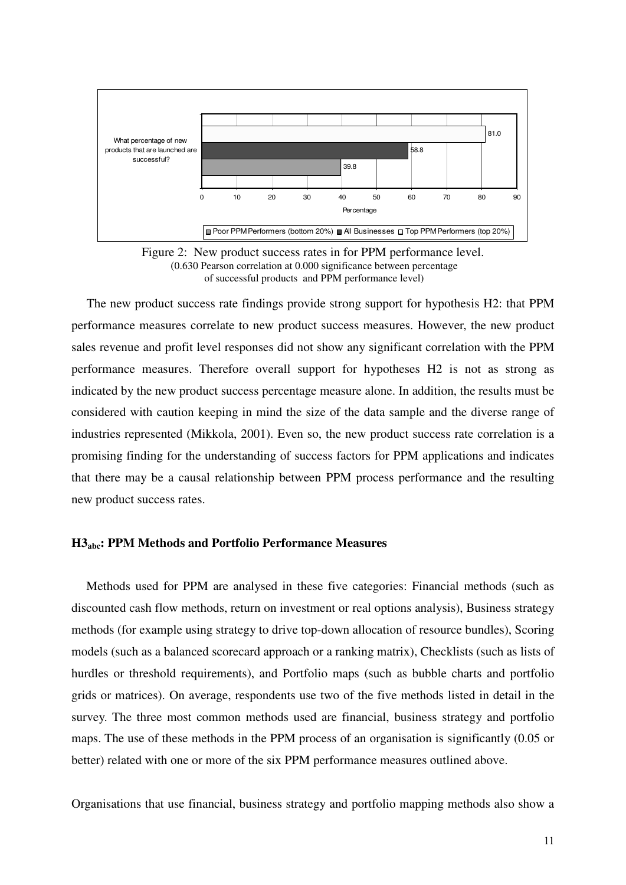Figure 2: New product success rates in for PPM performance level.
(0.630 Pearson correlation at 0.000 significance between percentage of successful products and PPM performance level)

The new product success rate findings provide strong support for hypothesis H2: that PPM performance measures correlate to new product success measures. However, the new product sales revenue and profit level responses did not show any significant correlation with the PPM performance measures. Therefore overall support for hypotheses H2 is not as strong as indicated by the new product success percentage measure alone. In addition, the results must be considered with caution keeping in mind the size of the data sample and the diverse range of industries represented (Mikkola, 2001). Even so, the new product success rate correlation is a promising finding for the understanding of success factors for PPM applications and indicates that there may be a causal relationship between PPM process performance and the resulting new product success rates.

### H3$_{abc}$: PPM Methods and Portfolio Performance Measures

Methods used for PPM are analysed in these five categories: Financial methods (such as discounted cash flow methods, return on investment or real options analysis), Business strategy methods (for example using strategy to drive top-down allocation of resource bundles), Scoring models (such as a balanced scorecard approach or a ranking matrix), Checklists (such as lists of hurdles or threshold requirements), and Portfolio maps (such as bubble charts and portfolio grids or matrices). On average, respondents use two of the five methods listed in detail in the survey. The three most common methods used are financial, business strategy and portfolio maps. The use of these methods in the PPM process of an organisation is significantly (0.05 or better) related with one or more of the six PPM performance measures outlined above.

Organisations that use financial, business strategy and portfolio mapping methods also show a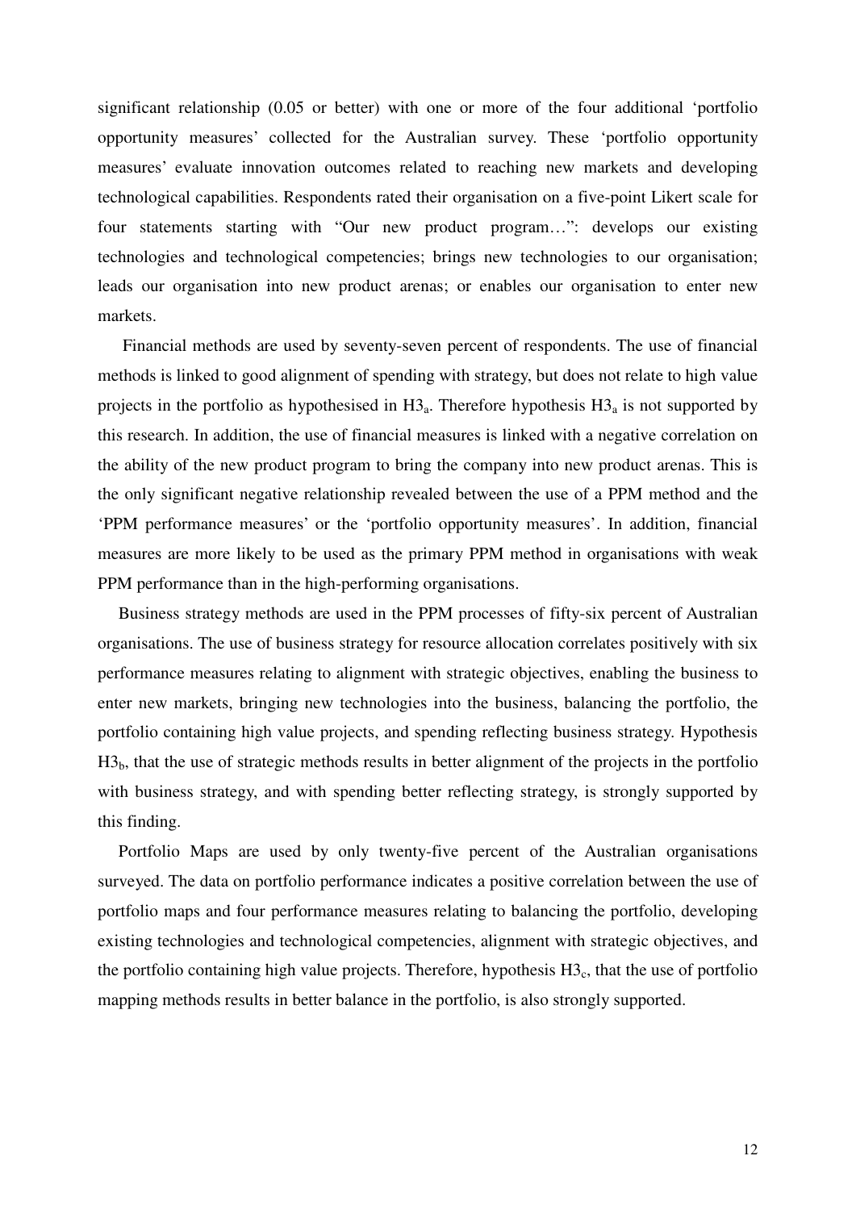significant relationship (0.05 or better) with one or more of the four additional 'portfolio opportunity measures' collected for the Australian survey. These 'portfolio opportunity measures' evaluate innovation outcomes related to reaching new markets and developing technological capabilities. Respondents rated their organisation on a five-point Likert scale for four statements starting with "Our new product program…": develops our existing technologies and technological competencies; brings new technologies to our organisation; leads our organisation into new product arenas; or enables our organisation to enter new markets.

Financial methods are used by seventy-seven percent of respondents. The use of financial methods is linked to good alignment of spending with strategy, but does not relate to high value projects in the portfolio as hypothesised in $H3_a$. Therefore hypothesis $H3_a$ is not supported by this research. In addition, the use of financial measures is linked with a negative correlation on the ability of the new product program to bring the company into new product arenas. This is the only significant negative relationship revealed between the use of a PPM method and the 'PPM performance measures' or the 'portfolio opportunity measures'. In addition, financial measures are more likely to be used as the primary PPM method in organisations with weak PPM performance than in the high-performing organisations.

Business strategy methods are used in the PPM processes of fifty-six percent of Australian organisations. The use of business strategy for resource allocation correlates positively with six performance measures relating to alignment with strategic objectives, enabling the business to enter new markets, bringing new technologies into the business, balancing the portfolio, the portfolio containing high value projects, and spending reflecting business strategy. Hypothesis $H3_b$, that the use of strategic methods results in better alignment of the projects in the portfolio with business strategy, and with spending better reflecting strategy, is strongly supported by this finding.

Portfolio Maps are used by only twenty-five percent of the Australian organisations surveyed. The data on portfolio performance indicates a positive correlation between the use of portfolio maps and four performance measures relating to balancing the portfolio, developing existing technologies and technological competencies, alignment with strategic objectives, and the portfolio containing high value projects. Therefore, hypothesis $H3_c$, that the use of portfolio mapping methods results in better balance in the portfolio, is also strongly supported.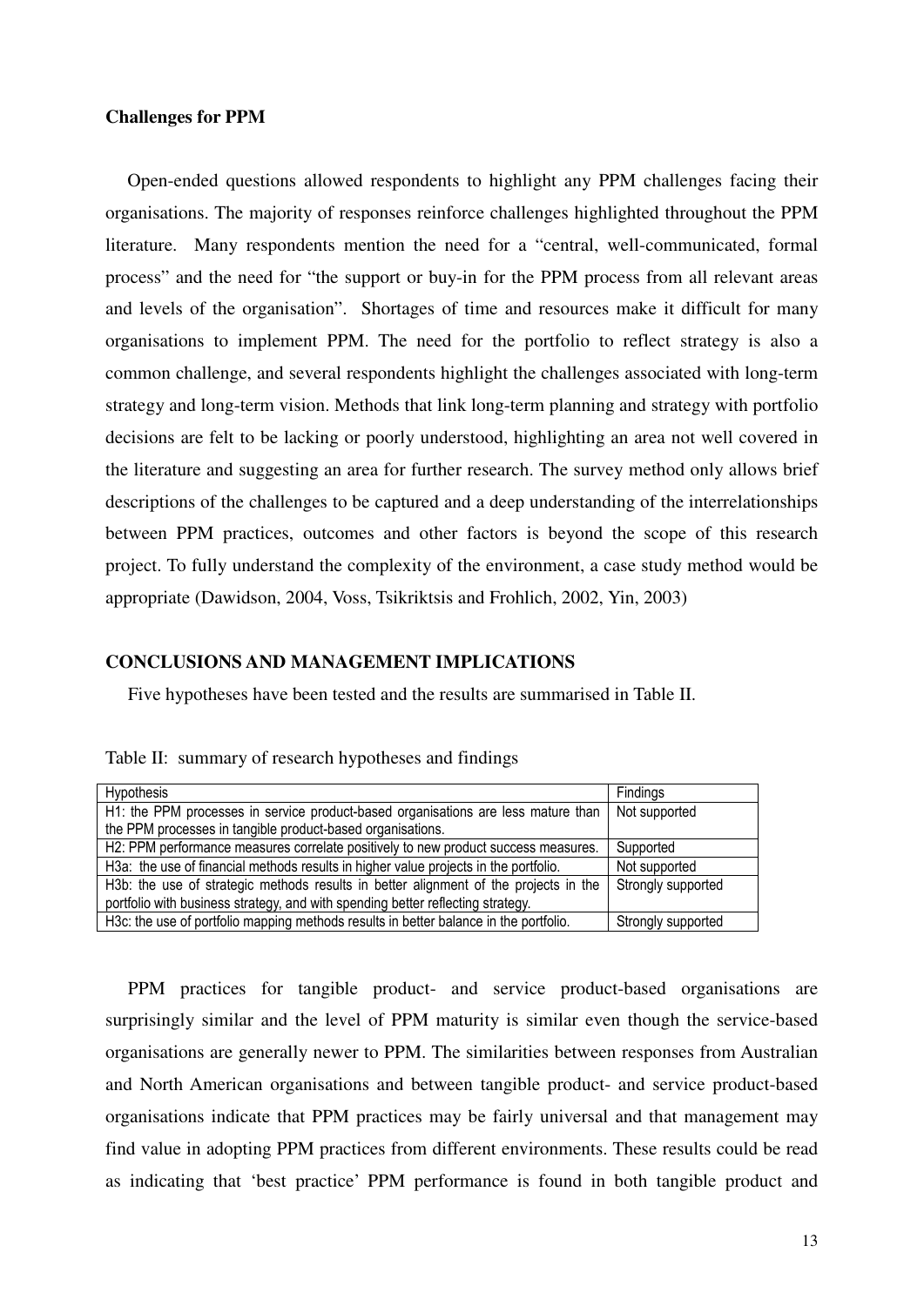### Challenges for PPM

Open-ended questions allowed respondents to highlight any PPM challenges facing their organisations. The majority of responses reinforce challenges highlighted throughout the PPM literature. Many respondents mention the need for a "central, well-communicated, formal process" and the need for "the support or buy-in for the PPM process from all relevant areas and levels of the organisation". Shortages of time and resources make it difficult for many organisations to implement PPM. The need for the portfolio to reflect strategy is also a common challenge, and several respondents highlight the challenges associated with long-term strategy and long-term vision. Methods that link long-term planning and strategy with portfolio decisions are felt to be lacking or poorly understood, highlighting an area not well covered in the literature and suggesting an area for further research. The survey method only allows brief descriptions of the challenges to be captured and a deep understanding of the interrelationships between PPM practices, outcomes and other factors is beyond the scope of this research project. To fully understand the complexity of the environment, a case study method would be appropriate (Dawidson, 2004, Voss, Tsikriktsis and Frohlich, 2002, Yin, 2003)

## CONCLUSIONS AND MANAGEMENT IMPLICATIONS

Five hypotheses have been tested and the results are summarised in Table II.

Table II: summary of research hypotheses and findings

| Hypothesis | Findings |
|---|---|
| H1: the PPM processes in service product-based organisations are less mature than the PPM processes in tangible product-based organisations. | Not supported |
| H2: PPM performance measures correlate positively to new product success measures. | Supported |
| H3a: the use of financial methods results in higher value projects in the portfolio. | Not supported |
| H3b: the use of strategic methods results in better alignment of the projects in the portfolio with business strategy, and with spending better reflecting strategy. | Strongly supported |
| H3c: the use of portfolio mapping methods results in better balance in the portfolio. | Strongly supported |

PPM practices for tangible product- and service product-based organisations are surprisingly similar and the level of PPM maturity is similar even though the service-based organisations are generally newer to PPM. The similarities between responses from Australian and North American organisations and between tangible product- and service product-based organisations indicate that PPM practices may be fairly universal and that management may find value in adopting PPM practices from different environments. These results could be read as indicating that 'best practice' PPM performance is found in both tangible product and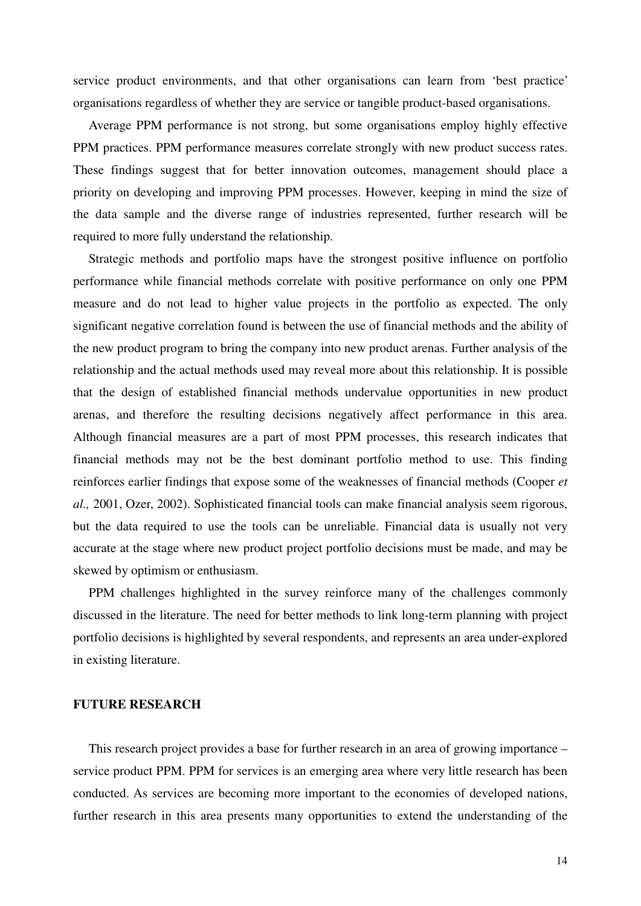service product environments, and that other organisations can learn from 'best practice' organisations regardless of whether they are service or tangible product-based organisations.

Average PPM performance is not strong, but some organisations employ highly effective PPM practices. PPM performance measures correlate strongly with new product success rates. These findings suggest that for better innovation outcomes, management should place a priority on developing and improving PPM processes. However, keeping in mind the size of the data sample and the diverse range of industries represented, further research will be required to more fully understand the relationship.

Strategic methods and portfolio maps have the strongest positive influence on portfolio performance while financial methods correlate with positive performance on only one PPM measure and do not lead to higher value projects in the portfolio as expected. The only significant negative correlation found is between the use of financial methods and the ability of the new product program to bring the company into new product arenas. Further analysis of the relationship and the actual methods used may reveal more about this relationship. It is possible that the design of established financial methods undervalue opportunities in new product arenas, and therefore the resulting decisions negatively affect performance in this area. Although financial measures are a part of most PPM processes, this research indicates that financial methods may not be the best dominant portfolio method to use. This finding reinforces earlier findings that expose some of the weaknesses of financial methods (Cooper *et al.,* 2001, Ozer, 2002). Sophisticated financial tools can make financial analysis seem rigorous, but the data required to use the tools can be unreliable. Financial data is usually not very accurate at the stage where new product project portfolio decisions must be made, and may be skewed by optimism or enthusiasm.

PPM challenges highlighted in the survey reinforce many of the challenges commonly discussed in the literature. The need for better methods to link long-term planning with project portfolio decisions is highlighted by several respondents, and represents an area under-explored in existing literature.

## FUTURE RESEARCH

This research project provides a base for further research in an area of growing importance – service product PPM. PPM for services is an emerging area where very little research has been conducted. As services are becoming more important to the economies of developed nations, further research in this area presents many opportunities to extend the understanding of the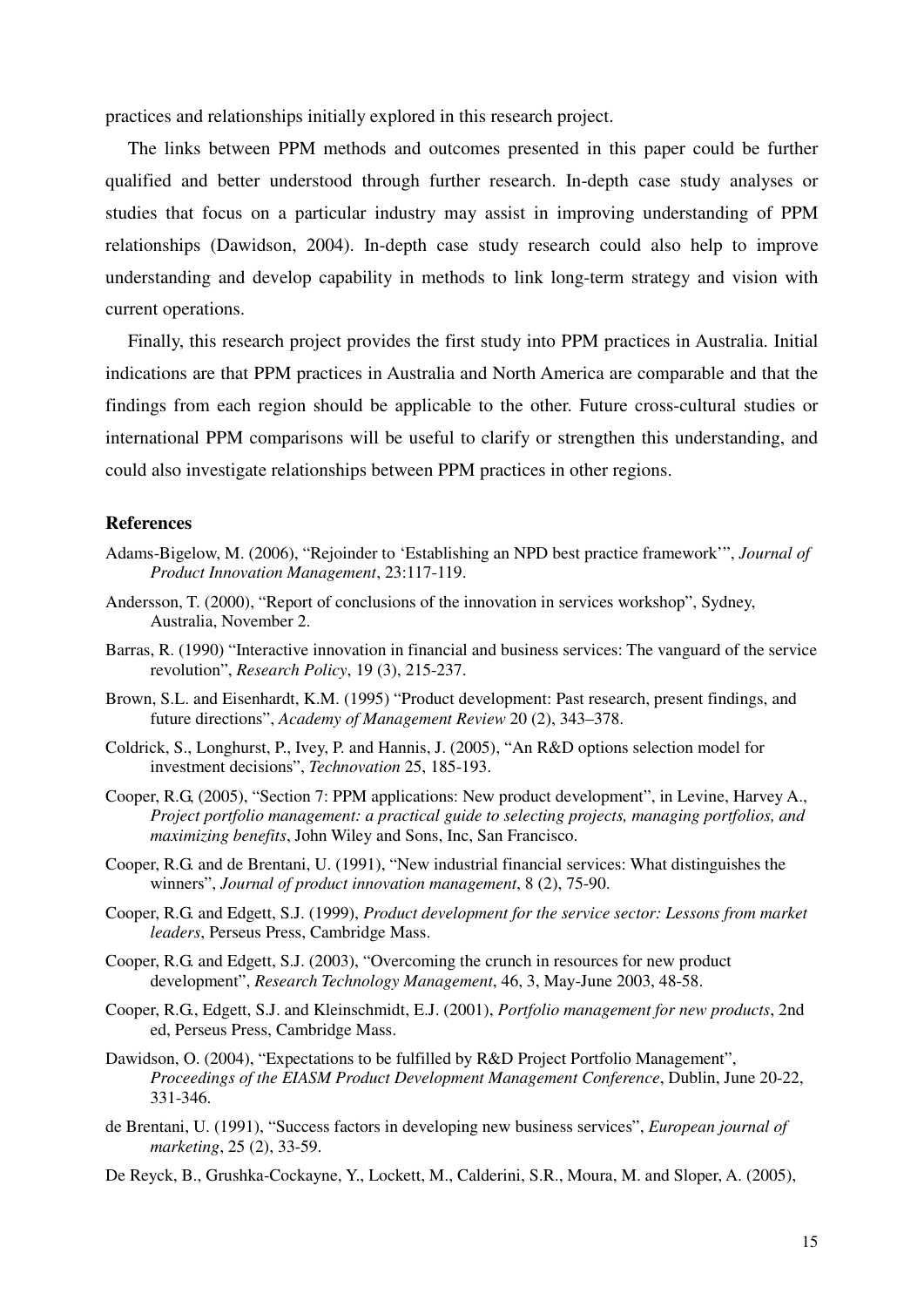practices and relationships initially explored in this research project.

The links between PPM methods and outcomes presented in this paper could be further qualified and better understood through further research. In-depth case study analyses or studies that focus on a particular industry may assist in improving understanding of PPM relationships (Dawidson, 2004). In-depth case study research could also help to improve understanding and develop capability in methods to link long-term strategy and vision with current operations.

Finally, this research project provides the first study into PPM practices in Australia. Initial indications are that PPM practices in Australia and North America are comparable and that the findings from each region should be applicable to the other. Future cross-cultural studies or international PPM comparisons will be useful to clarify or strengthen this understanding, and could also investigate relationships between PPM practices in other regions.

## References

Adams-Bigelow, M. (2006), "Rejoinder to 'Establishing an NPD best practice framework'", *Journal of Product Innovation Management*, 23:117-119.

Andersson, T. (2000), "Report of conclusions of the innovation in services workshop", Sydney, Australia, November 2.

Barras, R. (1990) "Interactive innovation in financial and business services: The vanguard of the service revolution", *Research Policy*, 19 (3), 215-237.

Brown, S.L. and Eisenhardt, K.M. (1995) "Product development: Past research, present findings, and future directions", *Academy of Management Review* 20 (2), 343–378.

Coldrick, S., Longhurst, P., Ivey, P. and Hannis, J. (2005), "An R&D options selection model for investment decisions", *Technovation* 25, 185-193.

Cooper, R.G, (2005), "Section 7: PPM applications: New product development", in Levine, Harvey A., *Project portfolio management: a practical guide to selecting projects, managing portfolios, and maximizing benefits*, John Wiley and Sons, Inc, San Francisco.

Cooper, R.G. and de Brentani, U. (1991), "New industrial financial services: What distinguishes the winners", *Journal of product innovation management*, 8 (2), 75-90.

Cooper, R.G. and Edgett, S.J. (1999), *Product development for the service sector: Lessons from market leaders*, Perseus Press, Cambridge Mass.

Cooper, R.G. and Edgett, S.J. (2003), "Overcoming the crunch in resources for new product development", *Research Technology Management*, 46, 3, May-June 2003, 48-58.

Cooper, R.G., Edgett, S.J. and Kleinschmidt, E.J. (2001), *Portfolio management for new products*, 2nd ed, Perseus Press, Cambridge Mass.

Dawidson, O. (2004), "Expectations to be fulfilled by R&D Project Portfolio Management", *Proceedings of the EIASM Product Development Management Conference*, Dublin, June 20-22, 331-346.

de Brentani, U. (1991), "Success factors in developing new business services", *European journal of marketing*, 25 (2), 33-59.

De Reyck, B., Grushka-Cockayne, Y., Lockett, M., Calderini, S.R., Moura, M. and Sloper, A. (2005),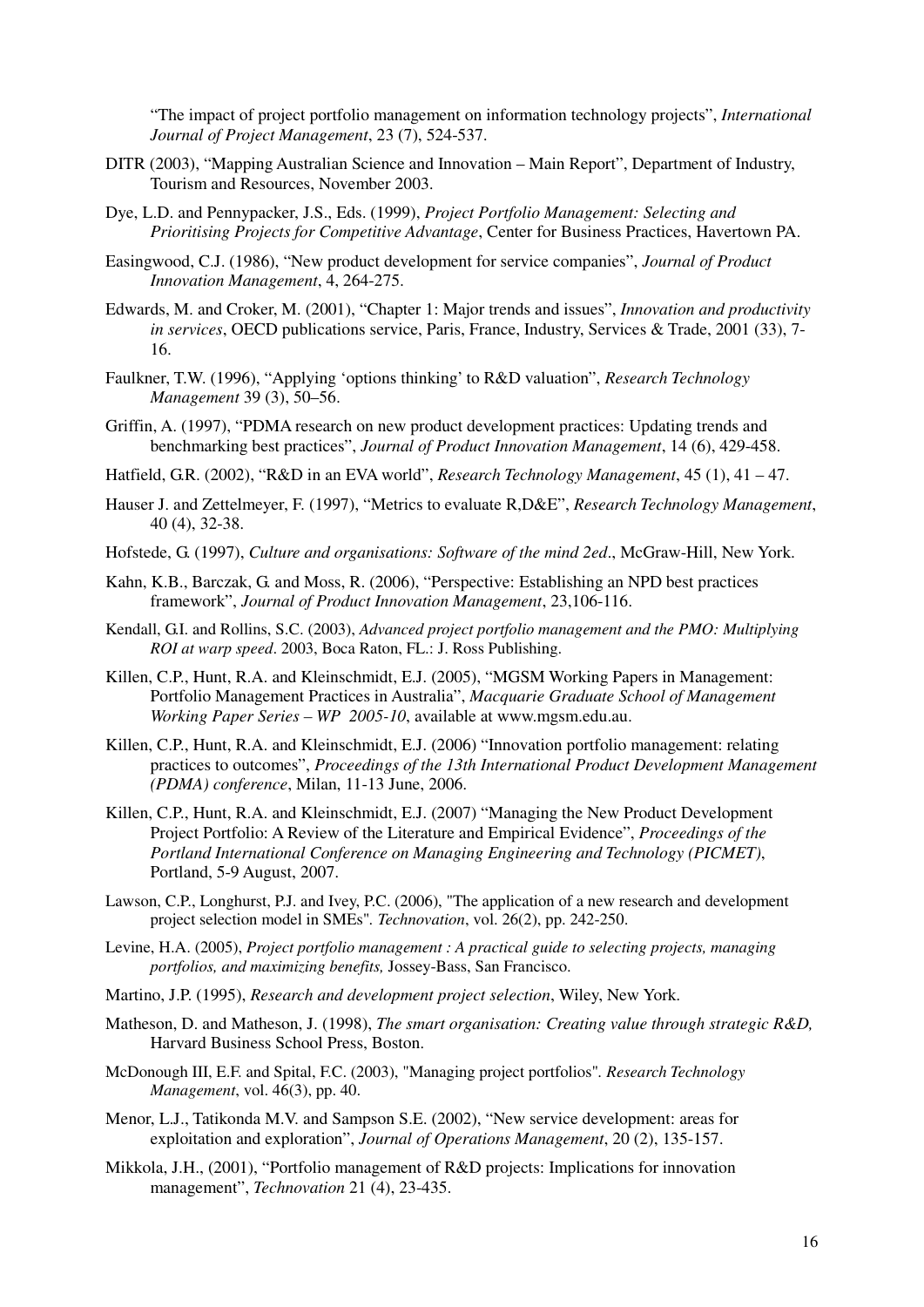"The impact of project portfolio management on information technology projects", *International Journal of Project Management*, 23 (7), 524-537.

DITR (2003), "Mapping Australian Science and Innovation – Main Report", Department of Industry, Tourism and Resources, November 2003.

Dye, L.D. and Pennypacker, J.S., Eds. (1999), *Project Portfolio Management: Selecting and Prioritising Projects for Competitive Advantage*, Center for Business Practices, Havertown PA.

Easingwood, C.J. (1986), "New product development for service companies", *Journal of Product Innovation Management*, 4, 264-275.

Edwards, M. and Croker, M. (2001), "Chapter 1: Major trends and issues", *Innovation and productivity in services*, OECD publications service, Paris, France, Industry, Services & Trade, 2001 (33), 7-16.

Faulkner, T.W. (1996), "Applying 'options thinking' to R&D valuation", *Research Technology Management* 39 (3), 50–56.

Griffin, A. (1997), "PDMA research on new product development practices: Updating trends and benchmarking best practices", *Journal of Product Innovation Management*, 14 (6), 429-458.

Hatfield, G.R. (2002), "R&D in an EVA world", *Research Technology Management*, 45 (1), 41 – 47.

Hauser J. and Zettelmeyer, F. (1997), "Metrics to evaluate R,D&E", *Research Technology Management*, 40 (4), 32-38.

Hofstede, G. (1997), *Culture and organisations: Software of the mind 2ed*., McGraw-Hill, New York.

Kahn, K.B., Barczak, G. and Moss, R. (2006), "Perspective: Establishing an NPD best practices framework", *Journal of Product Innovation Management*, 23,106-116.

Kendall, G.I. and Rollins, S.C. (2003), *Advanced project portfolio management and the PMO: Multiplying ROI at warp speed*. 2003, Boca Raton, FL.: J. Ross Publishing.

Killen, C.P., Hunt, R.A. and Kleinschmidt, E.J. (2005), "MGSM Working Papers in Management: Portfolio Management Practices in Australia", *Macquarie Graduate School of Management Working Paper Series – WP 2005-10*, available at www.mgsm.edu.au.

Killen, C.P., Hunt, R.A. and Kleinschmidt, E.J. (2006) "Innovation portfolio management: relating practices to outcomes", *Proceedings of the 13th International Product Development Management (PDMA) conference*, Milan, 11-13 June, 2006.

Killen, C.P., Hunt, R.A. and Kleinschmidt, E.J. (2007) "Managing the New Product Development Project Portfolio: A Review of the Literature and Empirical Evidence", *Proceedings of the Portland International Conference on Managing Engineering and Technology (PICMET)*, Portland, 5-9 August, 2007.

Lawson, C.P., Longhurst, P.J. and Ivey, P.C. (2006), "The application of a new research and development project selection model in SMEs". *Technovation*, vol. 26(2), pp. 242-250.

Levine, H.A. (2005), *Project portfolio management : A practical guide to selecting projects, managing portfolios, and maximizing benefits,* Jossey-Bass, San Francisco.

Martino, J.P. (1995), *Research and development project selection*, Wiley, New York.

Matheson, D. and Matheson, J. (1998), *The smart organisation: Creating value through strategic R&D,* Harvard Business School Press, Boston.

McDonough III, E.F. and Spital, F.C. (2003), "Managing project portfolios". *Research Technology Management*, vol. 46(3), pp. 40.

Menor, L.J., Tatikonda M.V. and Sampson S.E. (2002), "New service development: areas for exploitation and exploration", *Journal of Operations Management*, 20 (2), 135-157.

Mikkola, J.H., (2001), "Portfolio management of R&D projects: Implications for innovation management", *Technovation* 21 (4), 23-435.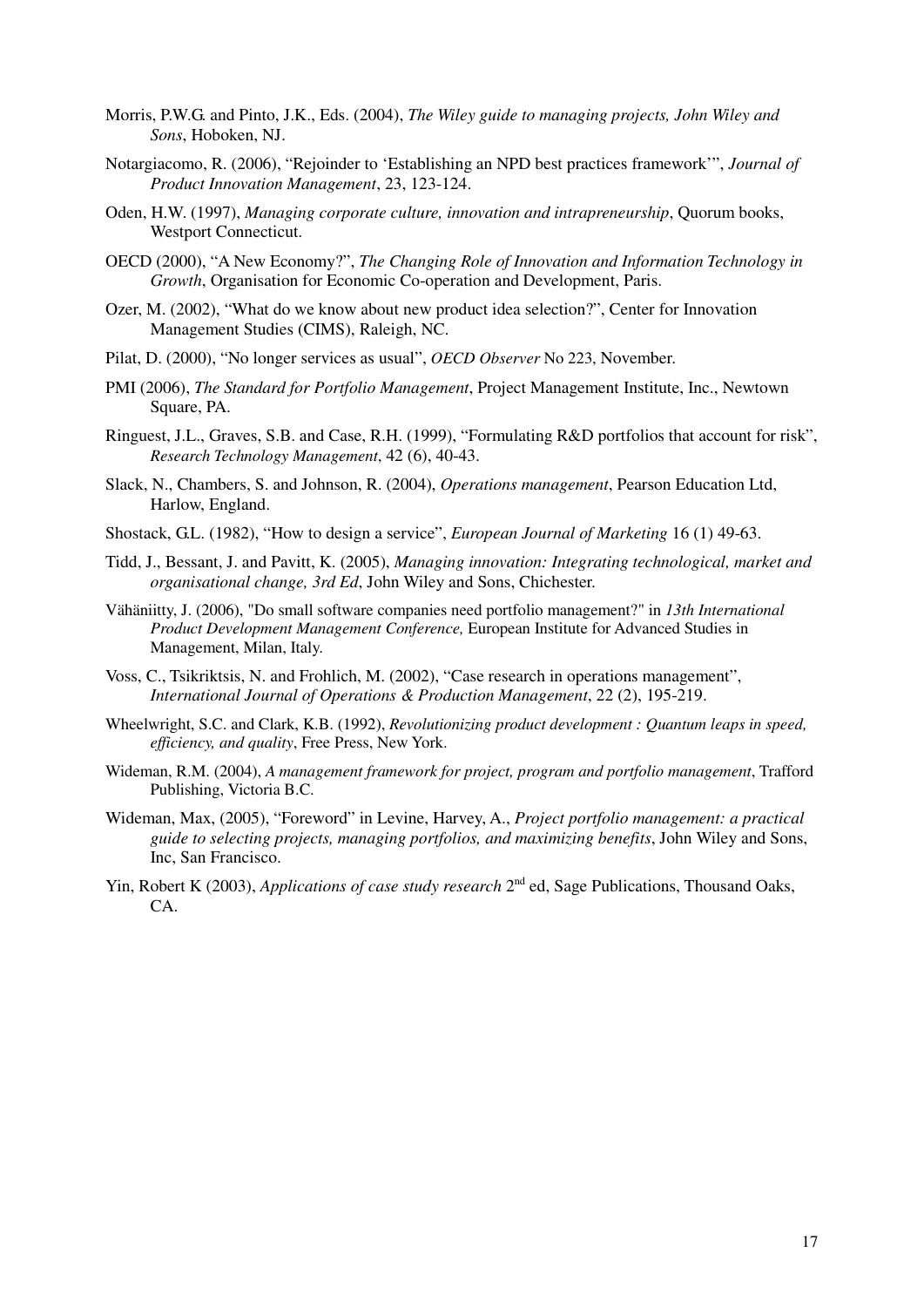Morris, P.W.G. and Pinto, J.K., Eds. (2004), *The Wiley guide to managing projects, John Wiley and Sons*, Hoboken, NJ.

Notargiacomo, R. (2006), "Rejoinder to 'Establishing an NPD best practices framework'", *Journal of Product Innovation Management*, 23, 123-124.

Oden, H.W. (1997), *Managing corporate culture, innovation and intrapreneurship*, Quorum books, Westport Connecticut.

OECD (2000), "A New Economy?", *The Changing Role of Innovation and Information Technology in Growth*, Organisation for Economic Co-operation and Development, Paris.

Ozer, M. (2002), "What do we know about new product idea selection?", Center for Innovation Management Studies (CIMS), Raleigh, NC.

Pilat, D. (2000), "No longer services as usual", *OECD Observer* No 223, November.

PMI (2006), *The Standard for Portfolio Management*, Project Management Institute, Inc., Newtown Square, PA.

Ringuest, J.L., Graves, S.B. and Case, R.H. (1999), "Formulating R&D portfolios that account for risk", *Research Technology Management*, 42 (6), 40-43.

Slack, N., Chambers, S. and Johnson, R. (2004), *Operations management*, Pearson Education Ltd, Harlow, England.

Shostack, G.L. (1982), "How to design a service", *European Journal of Marketing* 16 (1) 49-63.

Tidd, J., Bessant, J. and Pavitt, K. (2005), *Managing innovation: Integrating technological, market and organisational change, 3rd Ed*, John Wiley and Sons, Chichester.

Vähäniitty, J. (2006), "Do small software companies need portfolio management?" in *13th International Product Development Management Conference,* European Institute for Advanced Studies in Management, Milan, Italy.

Voss, C., Tsikriktsis, N. and Frohlich, M. (2002), "Case research in operations management", *International Journal of Operations & Production Management*, 22 (2), 195-219.

Wheelwright, S.C. and Clark, K.B. (1992), *Revolutionizing product development : Quantum leaps in speed, efficiency, and quality*, Free Press, New York.

Wideman, R.M. (2004), *A management framework for project, program and portfolio management*, Trafford Publishing, Victoria B.C.

Wideman, Max, (2005), "Foreword" in Levine, Harvey, A., *Project portfolio management: a practical guide to selecting projects, managing portfolios, and maximizing benefits*, John Wiley and Sons, Inc, San Francisco.

Yin, Robert K (2003), *Applications of case study research* 2nd ed, Sage Publications, Thousand Oaks, CA.